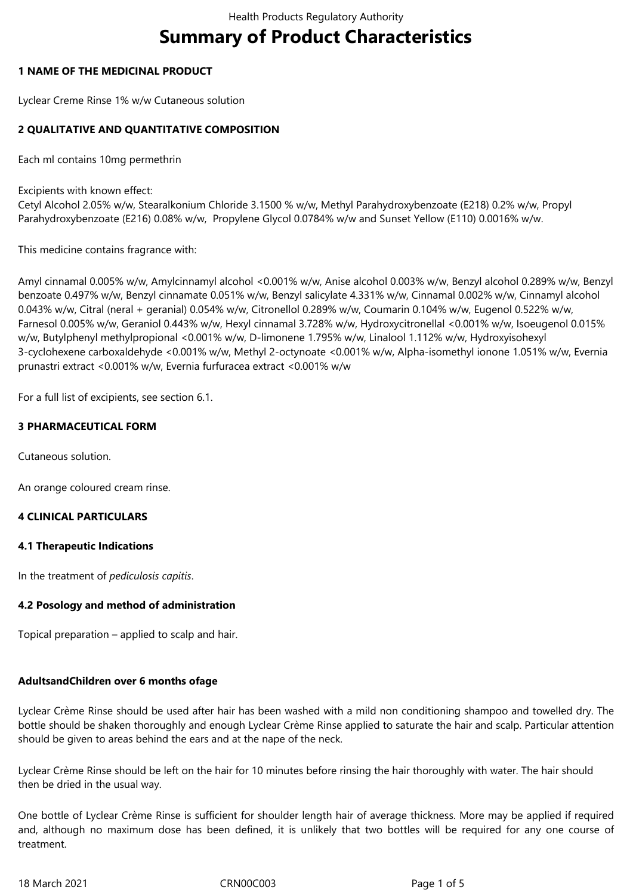# Summary of Product Characteristics

**1 NAME OF THE MEDICINAL PRODUCT**

Lyclear Creme Rinse 1% w/w Cutaneous solution

**2 QUALITATIVE AND QUANTITATIVE COMPOSITION**

Each ml contains 10mg permethrin

Excipients with known effect:
Cetyl Alcohol 2.05% w/w, Stearalkonium Chloride 3.1500 % w/w, Methyl Parahydroxybenzoate (E218) 0.2% w/w, Propyl Parahydroxybenzoate (E216) 0.08% w/w, Propylene Glycol 0.0784% w/w and Sunset Yellow (E110) 0.0016% w/w.

This medicine contains fragrance with:

Amyl cinnamal 0.005% w/w, Amylcinnamyl alcohol <0.001% w/w, Anise alcohol 0.003% w/w, Benzyl alcohol 0.289% w/w, Benzyl benzoate 0.497% w/w, Benzyl cinnamate 0.051% w/w, Benzyl salicylate 4.331% w/w, Cinnamal 0.002% w/w, Cinnamyl alcohol 0.043% w/w, Citral (neral + geranial) 0.054% w/w, Citronellol 0.289% w/w, Coumarin 0.104% w/w, Eugenol 0.522% w/w, Farnesol 0.005% w/w, Geraniol 0.443% w/w, Hexyl cinnamal 3.728% w/w, Hydroxycitronellal <0.001% w/w, Isoeugenol 0.015% w/w, Butylphenyl methylpropional <0.001% w/w, D-limonene 1.795% w/w, Linalool 1.112% w/w, Hydroxyisohexyl 3-cyclohexene carboxaldehyde <0.001% w/w, Methyl 2-octynoate <0.001% w/w, Alpha-isomethyl ionone 1.051% w/w, Evernia prunastri extract <0.001% w/w, Evernia furfuracea extract <0.001% w/w

For a full list of excipients, see section 6.1.

**3 PHARMACEUTICAL FORM**

Cutaneous solution.

An orange coloured cream rinse.

**4 CLINICAL PARTICULARS**

**4.1 Therapeutic Indications**

In the treatment of *pediculosis capitis*.

**4.2 Posology and method of administration**

Topical preparation – applied to scalp and hair.

**AdultsandChildren over 6 months ofage**

Lyclear Crème Rinse should be used after hair has been washed with a mild non conditioning shampoo and towelled dry. The bottle should be shaken thoroughly and enough Lyclear Crème Rinse applied to saturate the hair and scalp. Particular attention should be given to areas behind the ears and at the nape of the neck.

Lyclear Crème Rinse should be left on the hair for 10 minutes before rinsing the hair thoroughly with water. The hair should then be dried in the usual way.

One bottle of Lyclear Crème Rinse is sufficient for shoulder length hair of average thickness. More may be applied if required and, although no maximum dose has been defined, it is unlikely that two bottles will be required for any one course of treatment.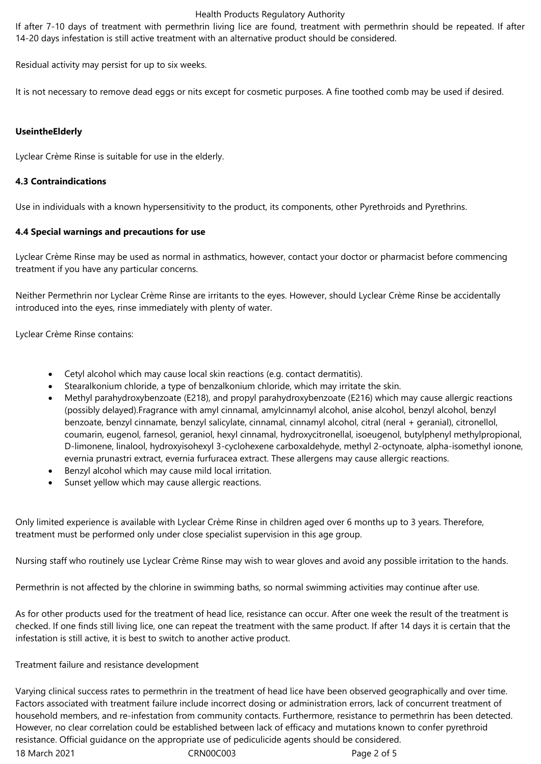If after 7-10 days of treatment with permethrin living lice are found, treatment with permethrin should be repeated. If after 14-20 days infestation is still active treatment with an alternative product should be considered.

Residual activity may persist for up to six weeks.

It is not necessary to remove dead eggs or nits except for cosmetic purposes. A fine toothed comb may be used if desired.

**UseintheElderly**

Lyclear Crème Rinse is suitable for use in the elderly.

### 4.3 Contraindications

Use in individuals with a known hypersensitivity to the product, its components, other Pyrethroids and Pyrethrins.

### 4.4 Special warnings and precautions for use

Lyclear Crème Rinse may be used as normal in asthmatics, however, contact your doctor or pharmacist before commencing treatment if you have any particular concerns.

Neither Permethrin nor Lyclear Crème Rinse are irritants to the eyes. However, should Lyclear Crème Rinse be accidentally introduced into the eyes, rinse immediately with plenty of water.

Lyclear Crème Rinse contains:

- Cetyl alcohol which may cause local skin reactions (e.g. contact dermatitis).
- Stearalkonium chloride, a type of benzalkonium chloride, which may irritate the skin.
- Methyl parahydroxybenzoate (E218), and propyl parahydroxybenzoate (E216) which may cause allergic reactions (possibly delayed).Fragrance with amyl cinnamal, amylcinnamyl alcohol, anise alcohol, benzyl alcohol, benzyl benzoate, benzyl cinnamate, benzyl salicylate, cinnamal, cinnamyl alcohol, citral (neral + geranial), citronellol, coumarin, eugenol, farnesol, geraniol, hexyl cinnamal, hydroxycitronellal, isoeugenol, butylphenyl methylpropional, D-limonene, linalool, hydroxyisohexyl 3-cyclohexene carboxaldehyde, methyl 2-octynoate, alpha-isomethyl ionone, evernia prunastri extract, evernia furfuracea extract. These allergens may cause allergic reactions.
- Benzyl alcohol which may cause mild local irritation.
- Sunset yellow which may cause allergic reactions.

Only limited experience is available with Lyclear Crème Rinse in children aged over 6 months up to 3 years. Therefore, treatment must be performed only under close specialist supervision in this age group.

Nursing staff who routinely use Lyclear Crème Rinse may wish to wear gloves and avoid any possible irritation to the hands.

Permethrin is not affected by the chlorine in swimming baths, so normal swimming activities may continue after use.

As for other products used for the treatment of head lice, resistance can occur. After one week the result of the treatment is checked. If one finds still living lice, one can repeat the treatment with the same product. If after 14 days it is certain that the infestation is still active, it is best to switch to another active product.

Treatment failure and resistance development

Varying clinical success rates to permethrin in the treatment of head lice have been observed geographically and over time. Factors associated with treatment failure include incorrect dosing or administration errors, lack of concurrent treatment of household members, and re-infestation from community contacts. Furthermore, resistance to permethrin has been detected. However, no clear correlation could be established between lack of efficacy and mutations known to confer pyrethroid resistance. Official guidance on the appropriate use of pediculicide agents should be considered.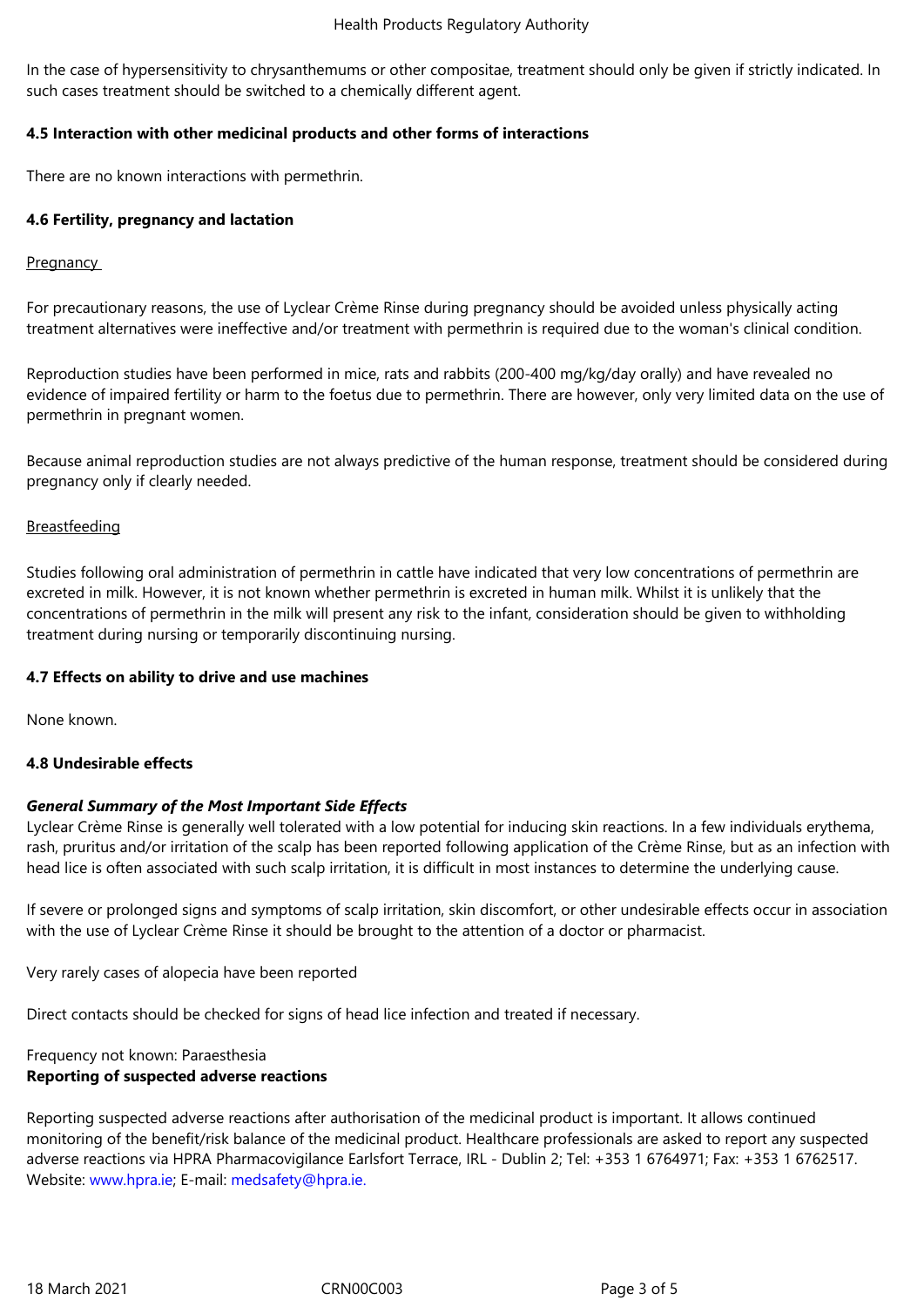In the case of hypersensitivity to chrysanthemums or other compositae, treatment should only be given if strictly indicated. In such cases treatment should be switched to a chemically different agent.

### 4.5 Interaction with other medicinal products and other forms of interactions

There are no known interactions with permethrin.

### 4.6 Fertility, pregnancy and lactation

Pregnancy

For precautionary reasons, the use of Lyclear Crème Rinse during pregnancy should be avoided unless physically acting treatment alternatives were ineffective and/or treatment with permethrin is required due to the woman's clinical condition.

Reproduction studies have been performed in mice, rats and rabbits (200-400 mg/kg/day orally) and have revealed no evidence of impaired fertility or harm to the foetus due to permethrin. There are however, only very limited data on the use of permethrin in pregnant women.

Because animal reproduction studies are not always predictive of the human response, treatment should be considered during pregnancy only if clearly needed.

Breastfeeding

Studies following oral administration of permethrin in cattle have indicated that very low concentrations of permethrin are excreted in milk. However, it is not known whether permethrin is excreted in human milk. Whilst it is unlikely that the concentrations of permethrin in the milk will present any risk to the infant, consideration should be given to withholding treatment during nursing or temporarily discontinuing nursing.

### 4.7 Effects on ability to drive and use machines

None known.

### 4.8 Undesirable effects

***General Summary of the Most Important Side Effects***

Lyclear Crème Rinse is generally well tolerated with a low potential for inducing skin reactions. In a few individuals erythema, rash, pruritus and/or irritation of the scalp has been reported following application of the Crème Rinse, but as an infection with head lice is often associated with such scalp irritation, it is difficult in most instances to determine the underlying cause.

If severe or prolonged signs and symptoms of scalp irritation, skin discomfort, or other undesirable effects occur in association with the use of Lyclear Crème Rinse it should be brought to the attention of a doctor or pharmacist.

Very rarely cases of alopecia have been reported

Direct contacts should be checked for signs of head lice infection and treated if necessary.

Frequency not known: Paraesthesia

**Reporting of suspected adverse reactions**

Reporting suspected adverse reactions after authorisation of the medicinal product is important. It allows continued monitoring of the benefit/risk balance of the medicinal product. Healthcare professionals are asked to report any suspected adverse reactions via HPRA Pharmacovigilance Earlsfort Terrace, IRL - Dublin 2; Tel: +353 1 6764971; Fax: +353 1 6762517. Website: www.hpra.ie; E-mail: medsafety@hpra.ie.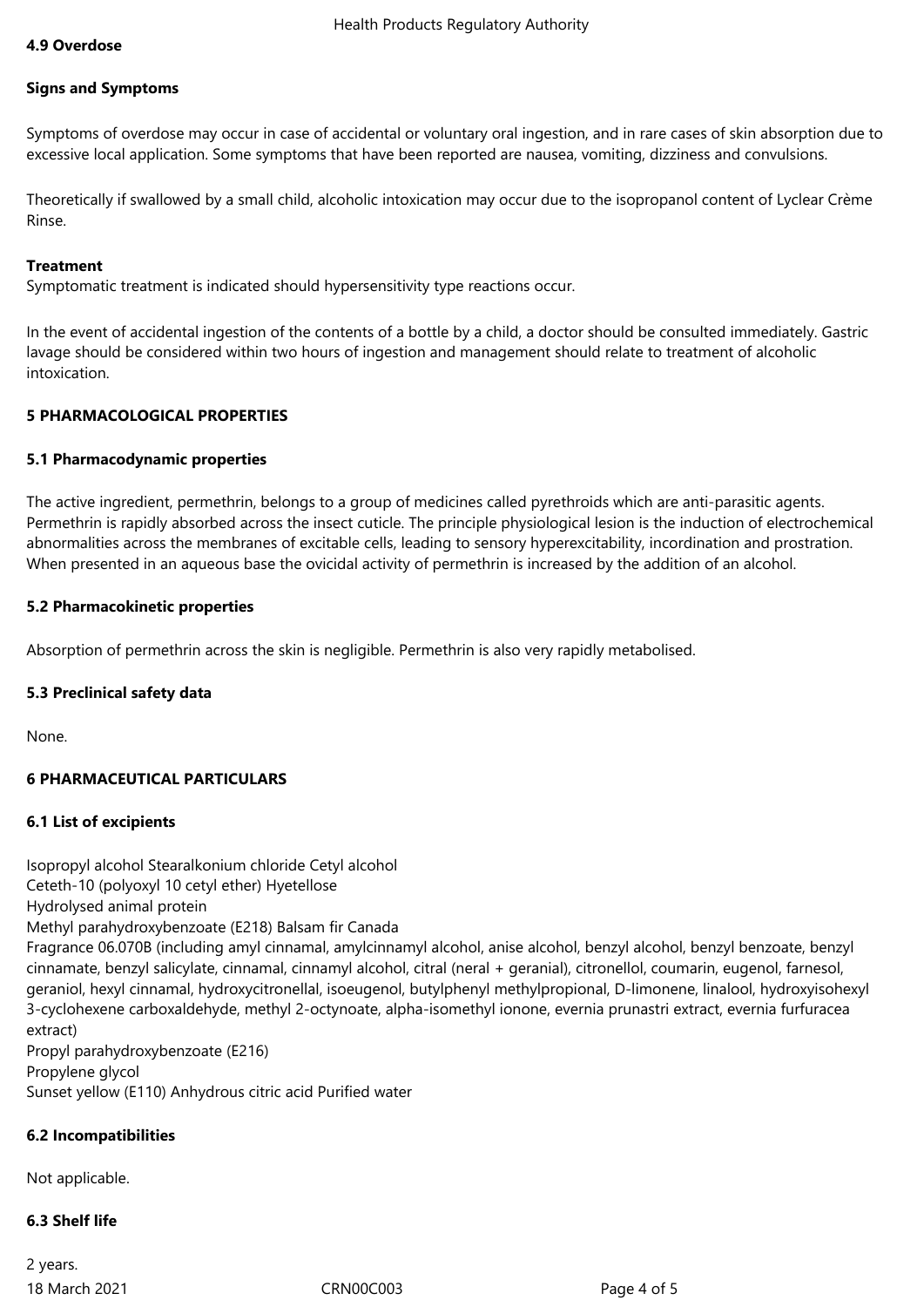#### 4.9 Overdose

**Signs and Symptoms**

Symptoms of overdose may occur in case of accidental or voluntary oral ingestion, and in rare cases of skin absorption due to excessive local application. Some symptoms that have been reported are nausea, vomiting, dizziness and convulsions.

Theoretically if swallowed by a small child, alcoholic intoxication may occur due to the isopropanol content of Lyclear Crème Rinse.

**Treatment**

Symptomatic treatment is indicated should hypersensitivity type reactions occur.

In the event of accidental ingestion of the contents of a bottle by a child, a doctor should be consulted immediately. Gastric lavage should be considered within two hours of ingestion and management should relate to treatment of alcoholic intoxication.

## 5 PHARMACOLOGICAL PROPERTIES

#### 5.1 Pharmacodynamic properties

The active ingredient, permethrin, belongs to a group of medicines called pyrethroids which are anti-parasitic agents. Permethrin is rapidly absorbed across the insect cuticle. The principle physiological lesion is the induction of electrochemical abnormalities across the membranes of excitable cells, leading to sensory hyperexcitability, incordination and prostration. When presented in an aqueous base the ovicidal activity of permethrin is increased by the addition of an alcohol.

#### 5.2 Pharmacokinetic properties

Absorption of permethrin across the skin is negligible. Permethrin is also very rapidly metabolised.

#### 5.3 Preclinical safety data

None.

## 6 PHARMACEUTICAL PARTICULARS

#### 6.1 List of excipients

Isopropyl alcohol Stearalkonium chloride Cetyl alcohol
Ceteth-10 (polyoxyl 10 cetyl ether) Hyetellose
Hydrolysed animal protein
Methyl parahydroxybenzoate (E218) Balsam fir Canada
Fragrance 06.070B (including amyl cinnamal, amylcinnamyl alcohol, anise alcohol, benzyl alcohol, benzyl benzoate, benzyl cinnamate, benzyl salicylate, cinnamal, cinnamyl alcohol, citral (neral + geranial), citronellol, coumarin, eugenol, farnesol, geraniol, hexyl cinnamal, hydroxycitronellal, isoeugenol, butylphenyl methylpropional, D-limonene, linalool, hydroxyisohexyl 3-cyclohexene carboxaldehyde, methyl 2-octynoate, alpha-isomethyl ionone, evernia prunastri extract, evernia furfuracea extract)
Propyl parahydroxybenzoate (E216)
Propylene glycol
Sunset yellow (E110) Anhydrous citric acid Purified water

#### 6.2 Incompatibilities

Not applicable.

#### 6.3 Shelf life

2 years.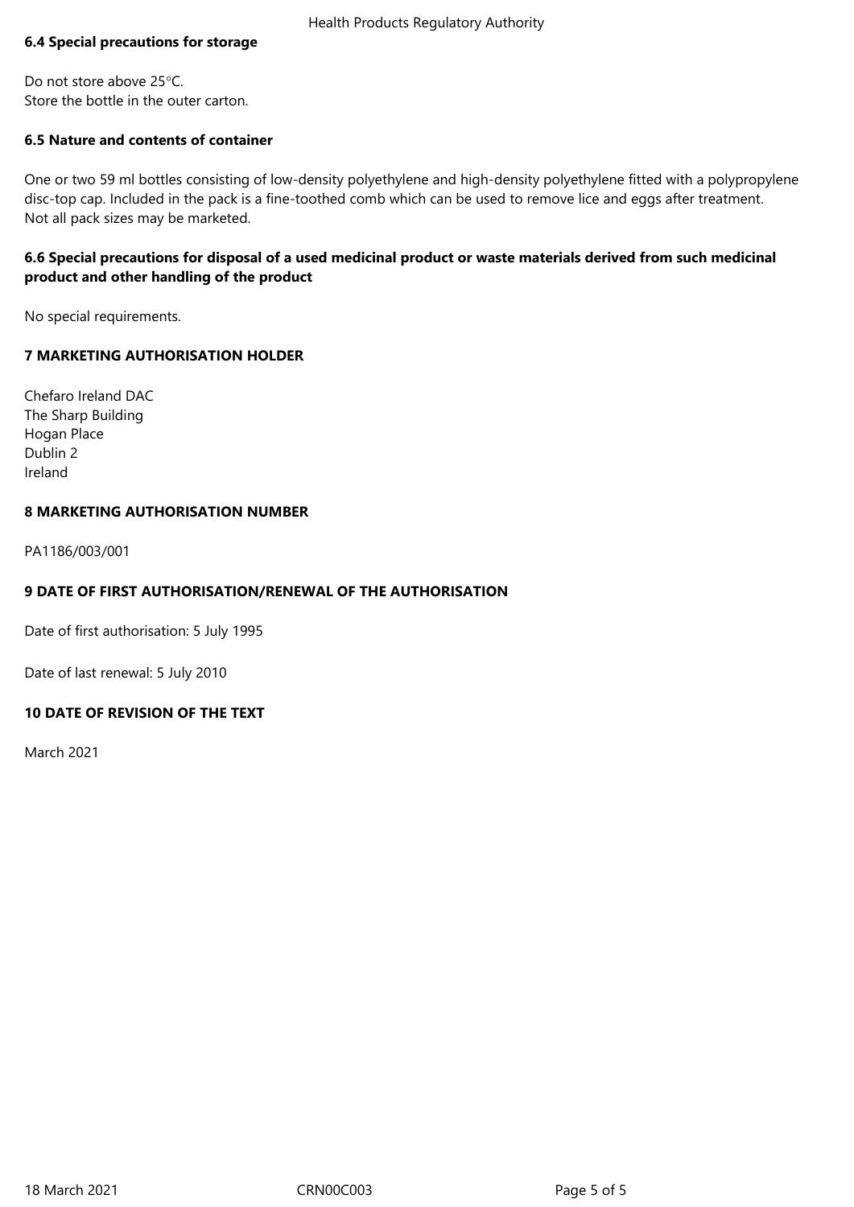### 6.4 Special precautions for storage

Do not store above 25°C.
Store the bottle in the outer carton.

### 6.5 Nature and contents of container

One or two 59 ml bottles consisting of low-density polyethylene and high-density polyethylene fitted with a polypropylene disc-top cap. Included in the pack is a fine-toothed comb which can be used to remove lice and eggs after treatment.
Not all pack sizes may be marketed.

### 6.6 Special precautions for disposal of a used medicinal product or waste materials derived from such medicinal product and other handling of the product

No special requirements.

## 7 MARKETING AUTHORISATION HOLDER

Chefaro Ireland DAC
The Sharp Building
Hogan Place
Dublin 2
Ireland

## 8 MARKETING AUTHORISATION NUMBER

PA1186/003/001

## 9 DATE OF FIRST AUTHORISATION/RENEWAL OF THE AUTHORISATION

Date of first authorisation: 5 July 1995

Date of last renewal: 5 July 2010

## 10 DATE OF REVISION OF THE TEXT

March 2021